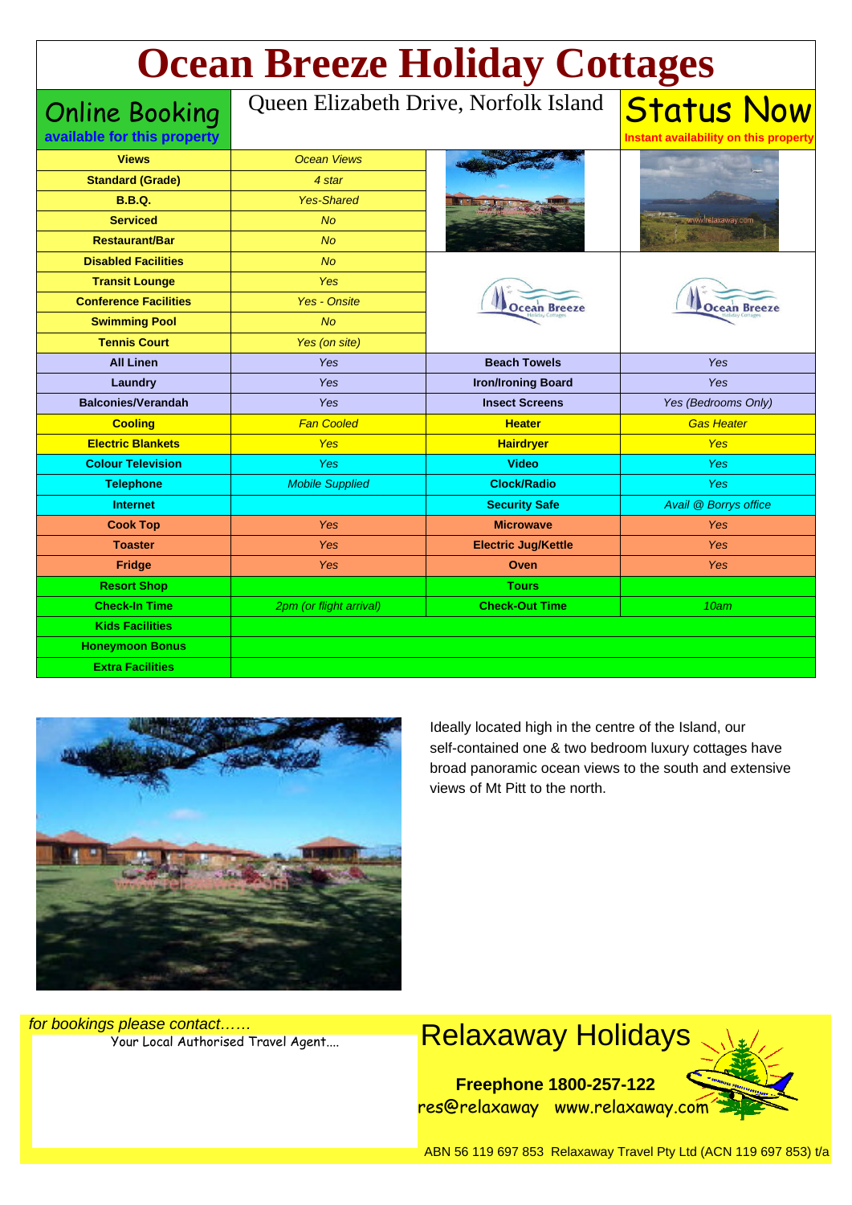# Ocean Breeze Holiday Cottages

**Online Booking**
**available for this property**

Queen Elizabeth Drive, Norfolk Island

**Status Now**
**Instant availability on this property**

| | | | |
|---|---|---|---|
| **Views** | *Ocean Views* | | |
| **Standard (Grade)** | *4 star* | | |
| **B.B.Q.** | *Yes-Shared* | | |
| **Serviced** | *No* | | |
| **Restaurant/Bar** | *No* | | |
| **Disabled Facilities** | *No* | | |
| **Transit Lounge** | *Yes* | | |
| **Conference Facilities** | *Yes - Onsite* | | |
| **Swimming Pool** | *No* | | |
| **Tennis Court** | *Yes (on site)* | | |
| **All Linen** | *Yes* | **Beach Towels** | *Yes* |
| **Laundry** | *Yes* | **Iron/Ironing Board** | *Yes* |
| **Balconies/Verandah** | *Yes* | **Insect Screens** | *Yes (Bedrooms Only)* |
| **Cooling** | *Fan Cooled* | **Heater** | *Gas Heater* |
| **Electric Blankets** | *Yes* | **Hairdryer** | *Yes* |
| **Colour Television** | *Yes* | **Video** | *Yes* |
| **Telephone** | *Mobile Supplied* | **Clock/Radio** | *Yes* |
| **Internet** | | **Security Safe** | *Avail @ Borrys office* |
| **Cook Top** | *Yes* | **Microwave** | *Yes* |
| **Toaster** | *Yes* | **Electric Jug/Kettle** | *Yes* |
| **Fridge** | *Yes* | **Oven** | *Yes* |
| **Resort Shop** | | **Tours** | |
| **Check-In Time** | *2pm (or flight arrival)* | **Check-Out Time** | *10am* |
| **Kids Facilities** | | | |
| **Honeymoon Bonus** | | | |
| **Extra Facilities** | | | |

Ideally located high in the centre of the Island, our self-contained one & two bedroom luxury cottages have broad panoramic ocean views to the south and extensive views of Mt Pitt to the north.

*for bookings please contact……*
Your Local Authorised Travel Agent….

Relaxaway Holidays

**Freephone 1800-257-122**
res@relaxaway www.relaxaway.com

ABN 56 119 697 853 Relaxaway Travel Pty Ltd (ACN 119 697 853) t/a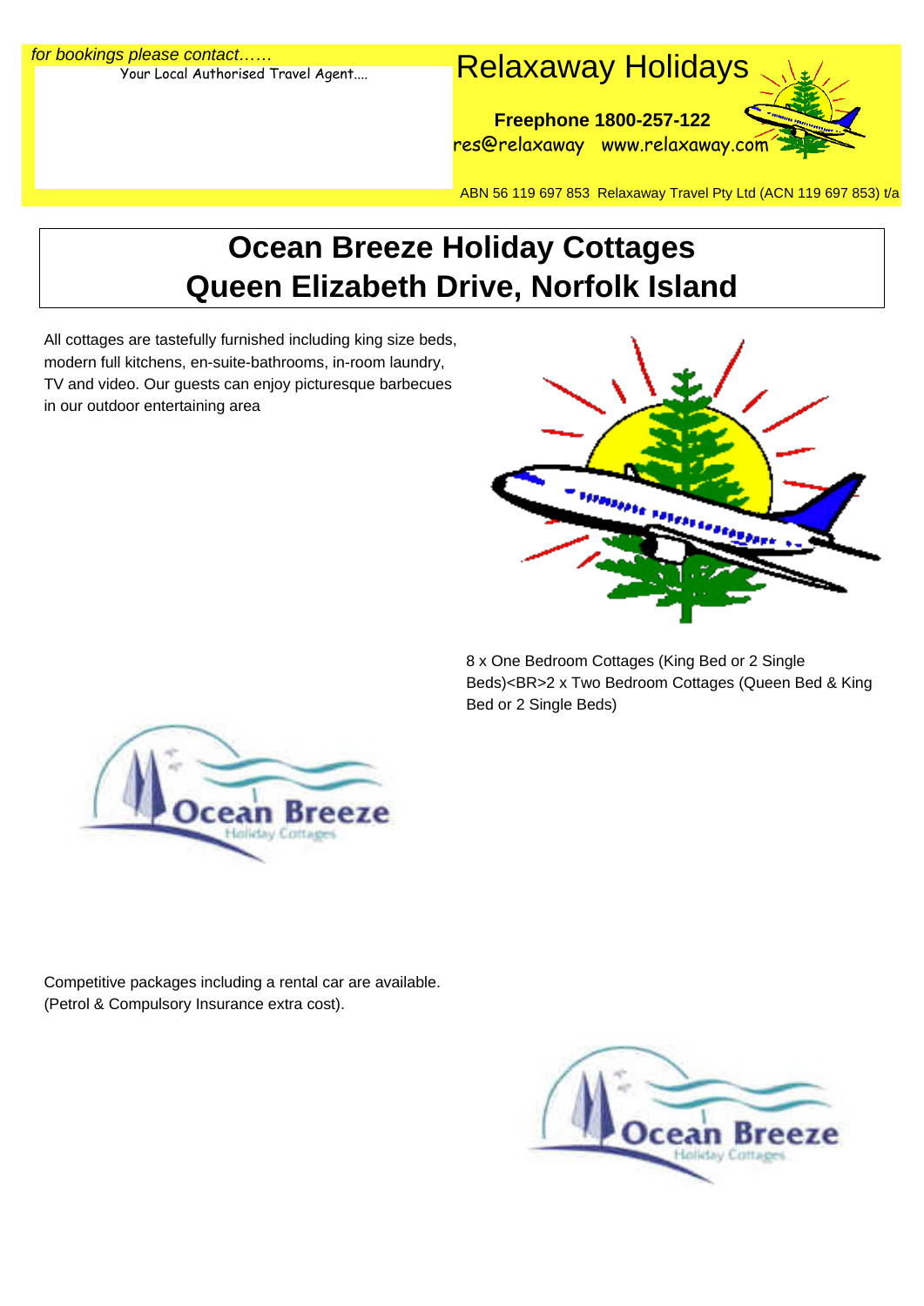*for bookings please contact……*

Your Local Authorised Travel Agent....

Relaxaway Holidays

**Freephone 1800-257-122**

res@relaxaway www.relaxaway.com

ABN 56 119 697 853 Relaxaway Travel Pty Ltd (ACN 119 697 853) t/a

# Ocean Breeze Holiday Cottages
# Queen Elizabeth Drive, Norfolk Island

All cottages are tastefully furnished including king size beds, modern full kitchens, en-suite-bathrooms, in-room laundry, TV and video. Our guests can enjoy picturesque barbecues in our outdoor entertaining area

8 x One Bedroom Cottages (King Bed or 2 Single Beds)<BR>2 x Two Bedroom Cottages (Queen Bed & King Bed or 2 Single Beds)

Competitive packages including a rental car are available. (Petrol & Compulsory Insurance extra cost).